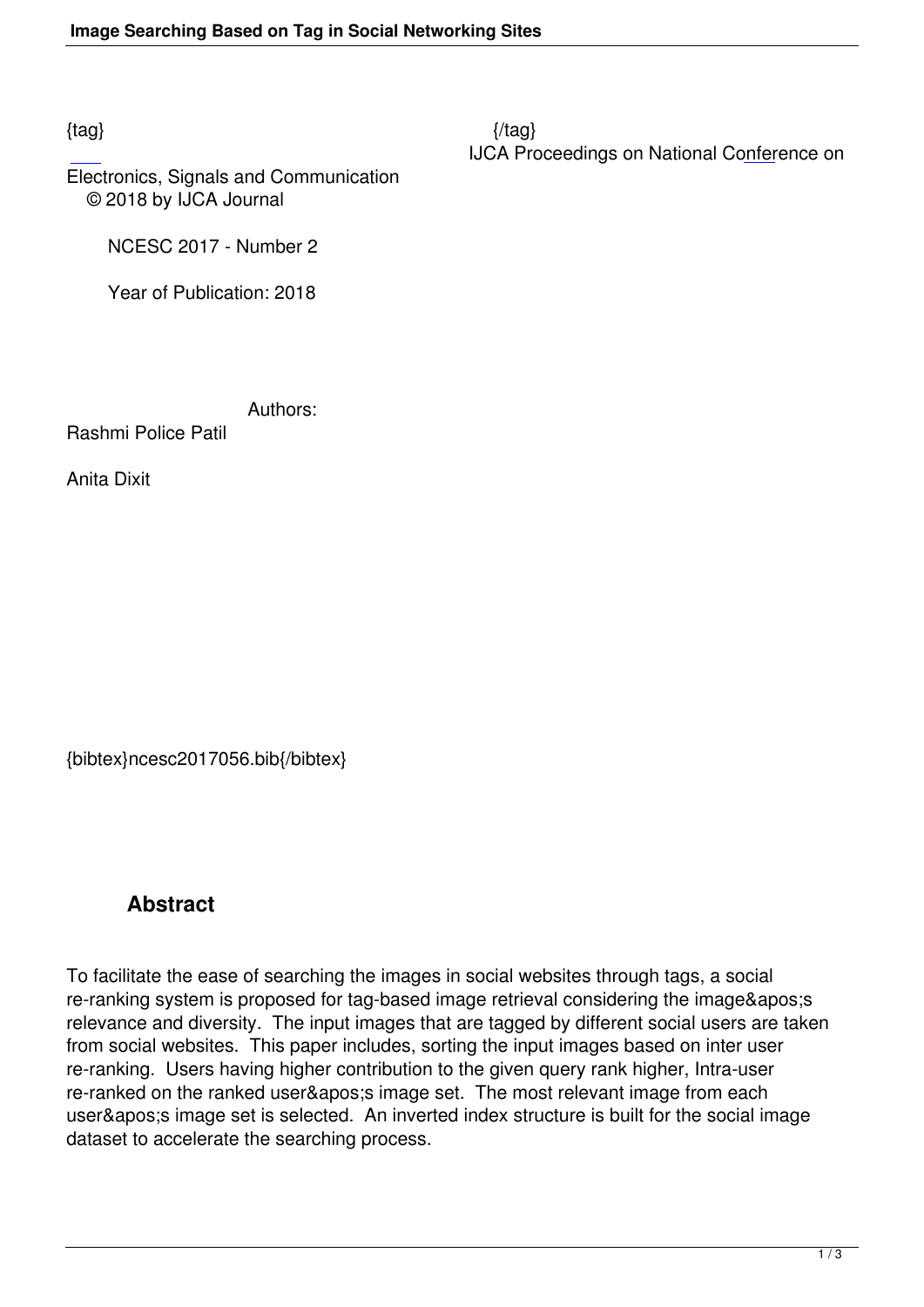{tag} {/tag}

IJCA Proceedings on National Conference on Electronics, Signals and Communication

© 2018 by IJCA Journal

NCESC 2017 - Number 2

Year of Publication: 2018

Authors:

Rashmi Police Patil

Anita Dixit

{bibtex}ncesc2017056.bib{/bibtex}

## Abstract

To facilitate the ease of searching the images in social websites through tags, a social re-ranking system is proposed for tag-based image retrieval considering the image&apos;s relevance and diversity. The input images that are tagged by different social users are taken from social websites. This paper includes, sorting the input images based on inter user re-ranking. Users having higher contribution to the given query rank higher, Intra-user re-ranked on the ranked user&apos;s image set. The most relevant image from each user&apos;s image set is selected. An inverted index structure is built for the social image dataset to accelerate the searching process.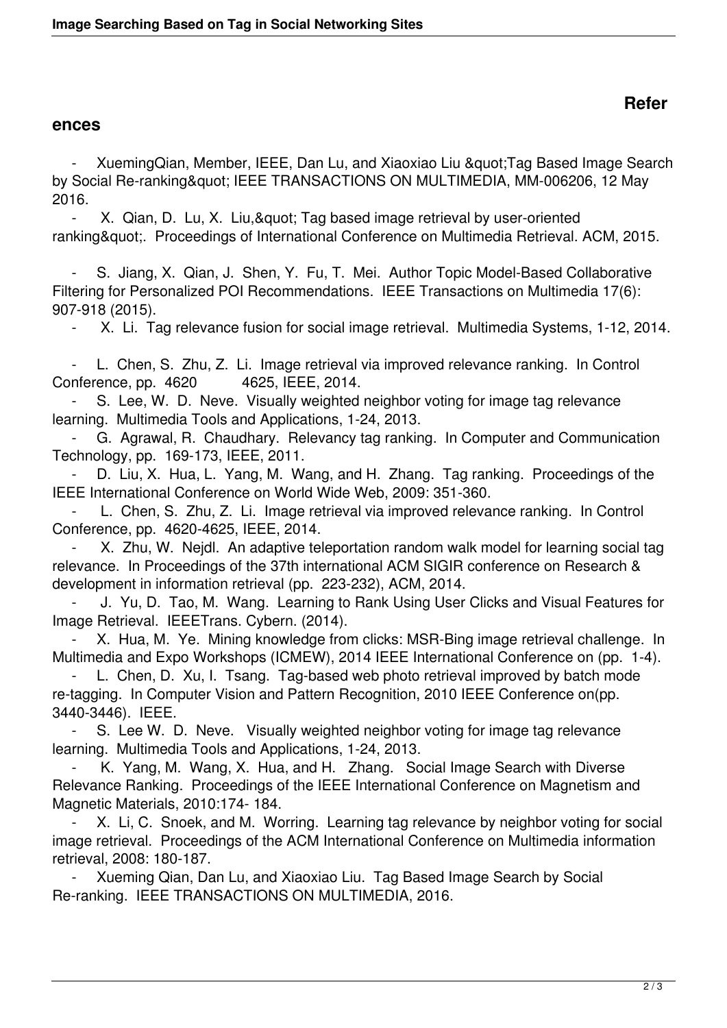## References

- XuemingQian, Member, IEEE, Dan Lu, and Xiaoxiao Liu &quot;Tag Based Image Search by Social Re-ranking&quot; IEEE TRANSACTIONS ON MULTIMEDIA, MM-006206, 12 May 2016.
- X. Qian, D. Lu, X. Liu,&quot; Tag based image retrieval by user-oriented ranking&quot;. Proceedings of International Conference on Multimedia Retrieval. ACM, 2015.
- S. Jiang, X. Qian, J. Shen, Y. Fu, T. Mei. Author Topic Model-Based Collaborative Filtering for Personalized POI Recommendations. IEEE Transactions on Multimedia 17(6): 907-918 (2015).
- X. Li. Tag relevance fusion for social image retrieval. Multimedia Systems, 1-12, 2014.
- L. Chen, S. Zhu, Z. Li. Image retrieval via improved relevance ranking. In Control Conference, pp. 4620 4625, IEEE, 2014.
- S. Lee, W. D. Neve. Visually weighted neighbor voting for image tag relevance learning. Multimedia Tools and Applications, 1-24, 2013.
- G. Agrawal, R. Chaudhary. Relevancy tag ranking. In Computer and Communication Technology, pp. 169-173, IEEE, 2011.
- D. Liu, X. Hua, L. Yang, M. Wang, and H. Zhang. Tag ranking. Proceedings of the IEEE International Conference on World Wide Web, 2009: 351-360.
- L. Chen, S. Zhu, Z. Li. Image retrieval via improved relevance ranking. In Control Conference, pp. 4620-4625, IEEE, 2014.
- X. Zhu, W. Nejdl. An adaptive teleportation random walk model for learning social tag relevance. In Proceedings of the 37th international ACM SIGIR conference on Research & development in information retrieval (pp. 223-232), ACM, 2014.
- J. Yu, D. Tao, M. Wang. Learning to Rank Using User Clicks and Visual Features for Image Retrieval. IEEETrans. Cybern. (2014).
- X. Hua, M. Ye. Mining knowledge from clicks: MSR-Bing image retrieval challenge. In Multimedia and Expo Workshops (ICMEW), 2014 IEEE International Conference on (pp. 1-4).
- L. Chen, D. Xu, I. Tsang. Tag-based web photo retrieval improved by batch mode re-tagging. In Computer Vision and Pattern Recognition, 2010 IEEE Conference on(pp. 3440-3446). IEEE.
- S. Lee W. D. Neve. Visually weighted neighbor voting for image tag relevance learning. Multimedia Tools and Applications, 1-24, 2013.
- K. Yang, M. Wang, X. Hua, and H. Zhang. Social Image Search with Diverse Relevance Ranking. Proceedings of the IEEE International Conference on Magnetism and Magnetic Materials, 2010:174- 184.
- X. Li, C. Snoek, and M. Worring. Learning tag relevance by neighbor voting for social image retrieval. Proceedings of the ACM International Conference on Multimedia information retrieval, 2008: 180-187.
- Xueming Qian, Dan Lu, and Xiaoxiao Liu. Tag Based Image Search by Social Re-ranking. IEEE TRANSACTIONS ON MULTIMEDIA, 2016.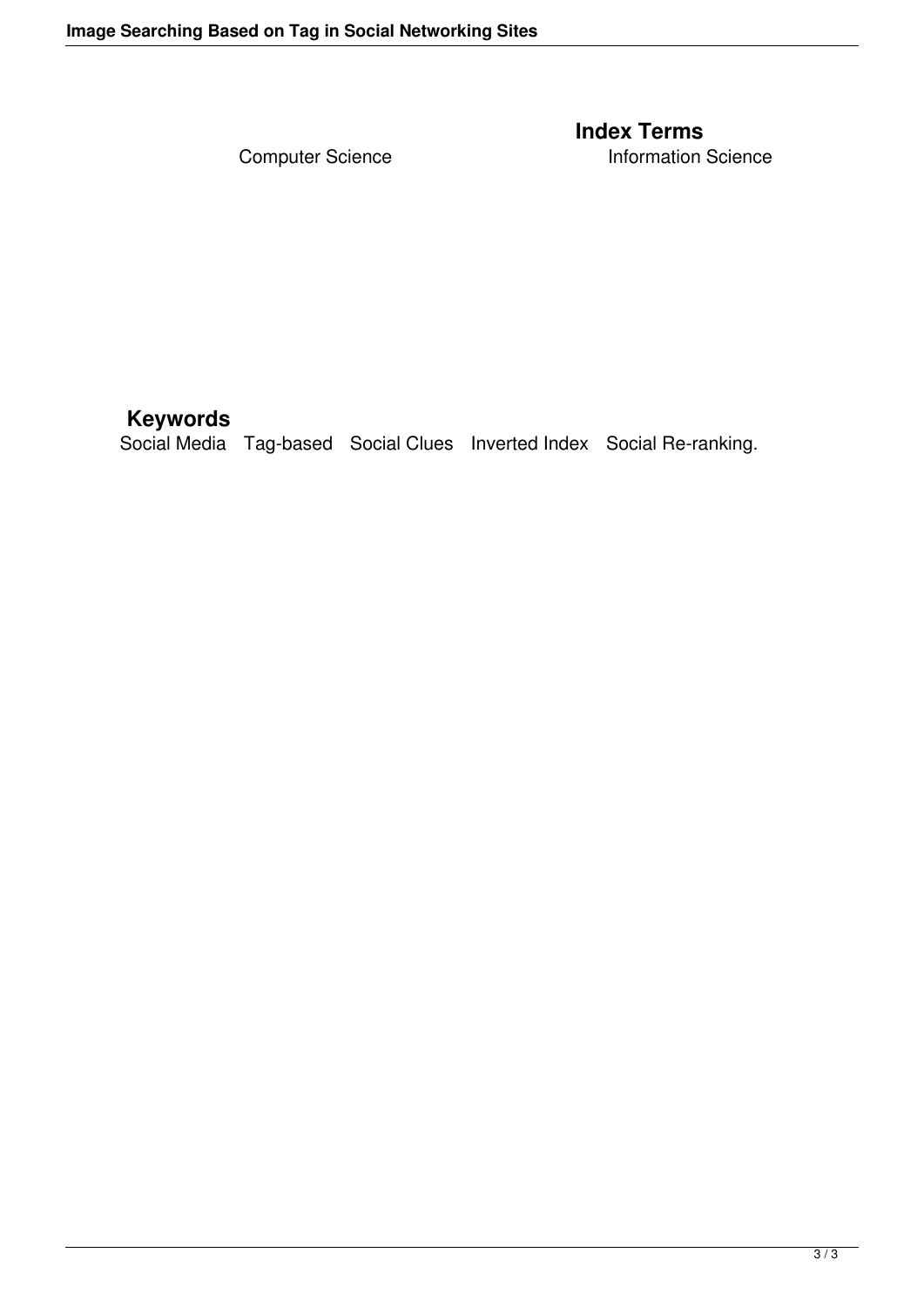## Index Terms

Computer Science Information Science

## Keywords

Social Media Tag-based Social Clues Inverted Index Social Re-ranking.